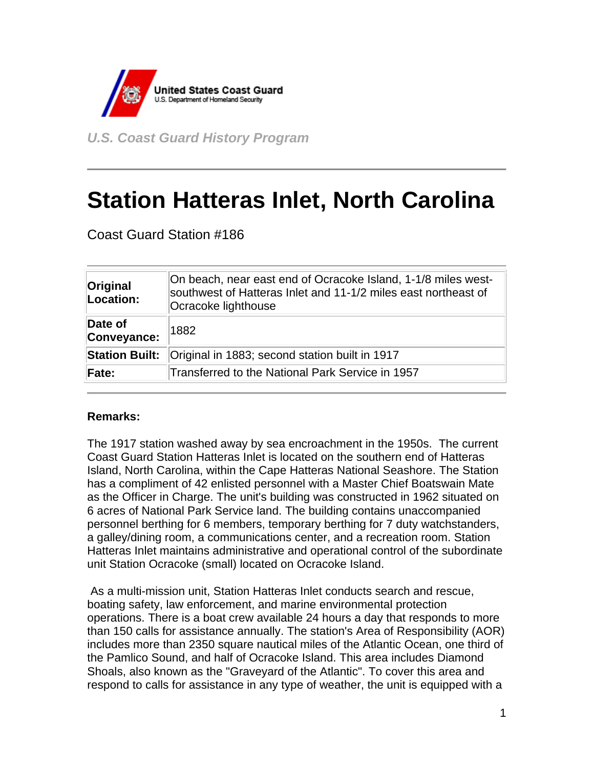United States Coast Guard
U.S. Department of Homeland Security

*U.S. Coast Guard History Program*

# Station Hatteras Inlet, North Carolina

Coast Guard Station #186

| | |
|---|---|
| **Original Location:** | On beach, near east end of Ocracoke Island, 1-1/8 miles west-southwest of Hatteras Inlet and 11-1/2 miles east northeast of Ocracoke lighthouse |
| **Date of Conveyance:** | 1882 |
| **Station Built:** | Original in 1883; second station built in 1917 |
| **Fate:** | Transferred to the National Park Service in 1957 |

**Remarks:**

The 1917 station washed away by sea encroachment in the 1950s. The current Coast Guard Station Hatteras Inlet is located on the southern end of Hatteras Island, North Carolina, within the Cape Hatteras National Seashore. The Station has a compliment of 42 enlisted personnel with a Master Chief Boatswain Mate as the Officer in Charge. The unit's building was constructed in 1962 situated on 6 acres of National Park Service land. The building contains unaccompanied personnel berthing for 6 members, temporary berthing for 7 duty watchstanders, a galley/dining room, a communications center, and a recreation room. Station Hatteras Inlet maintains administrative and operational control of the subordinate unit Station Ocracoke (small) located on Ocracoke Island.

As a multi-mission unit, Station Hatteras Inlet conducts search and rescue, boating safety, law enforcement, and marine environmental protection operations. There is a boat crew available 24 hours a day that responds to more than 150 calls for assistance annually. The station's Area of Responsibility (AOR) includes more than 2350 square nautical miles of the Atlantic Ocean, one third of the Pamlico Sound, and half of Ocracoke Island. This area includes Diamond Shoals, also known as the "Graveyard of the Atlantic". To cover this area and respond to calls for assistance in any type of weather, the unit is equipped with a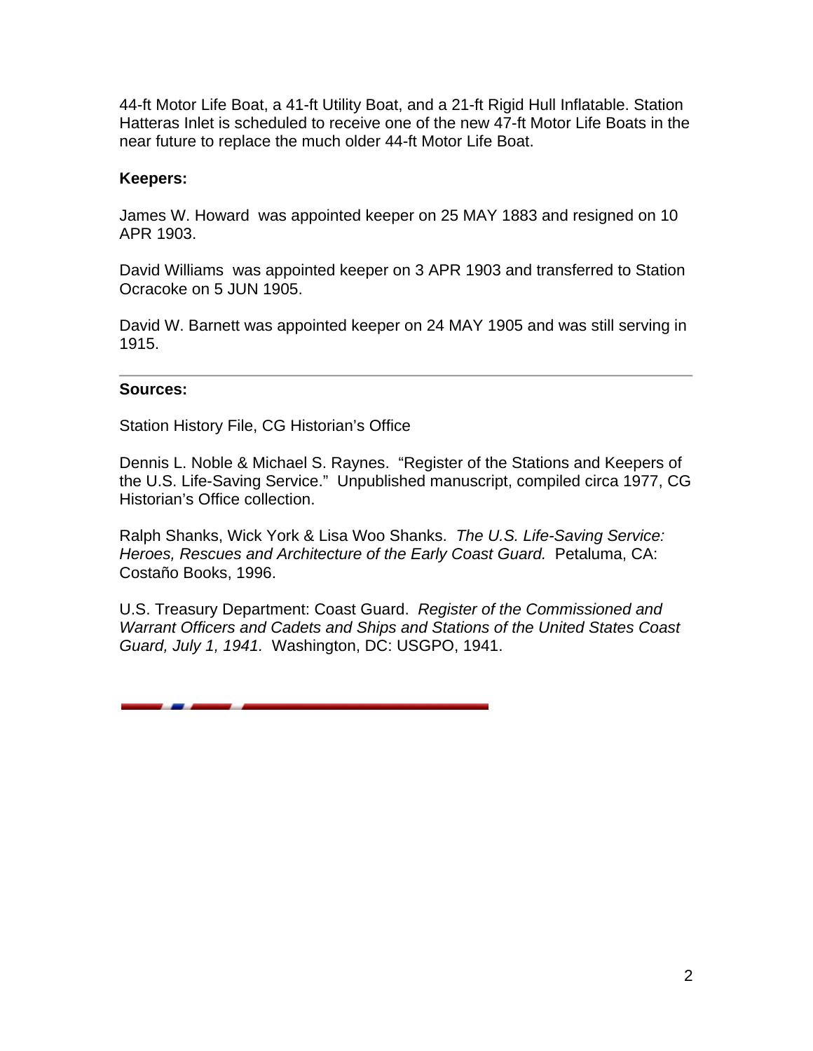44-ft Motor Life Boat, a 41-ft Utility Boat, and a 21-ft Rigid Hull Inflatable. Station Hatteras Inlet is scheduled to receive one of the new 47-ft Motor Life Boats in the near future to replace the much older 44-ft Motor Life Boat.

**Keepers:**

James W. Howard was appointed keeper on 25 MAY 1883 and resigned on 10 APR 1903.

David Williams was appointed keeper on 3 APR 1903 and transferred to Station Ocracoke on 5 JUN 1905.

David W. Barnett was appointed keeper on 24 MAY 1905 and was still serving in 1915.

---

**Sources:**

Station History File, CG Historian's Office

Dennis L. Noble & Michael S. Raynes. "Register of the Stations and Keepers of the U.S. Life-Saving Service." Unpublished manuscript, compiled circa 1977, CG Historian's Office collection.

Ralph Shanks, Wick York & Lisa Woo Shanks. *The U.S. Life-Saving Service: Heroes, Rescues and Architecture of the Early Coast Guard.* Petaluma, CA: Costaño Books, 1996.

U.S. Treasury Department: Coast Guard. *Register of the Commissioned and Warrant Officers and Cadets and Ships and Stations of the United States Coast Guard, July 1, 1941.* Washington, DC: USGPO, 1941.